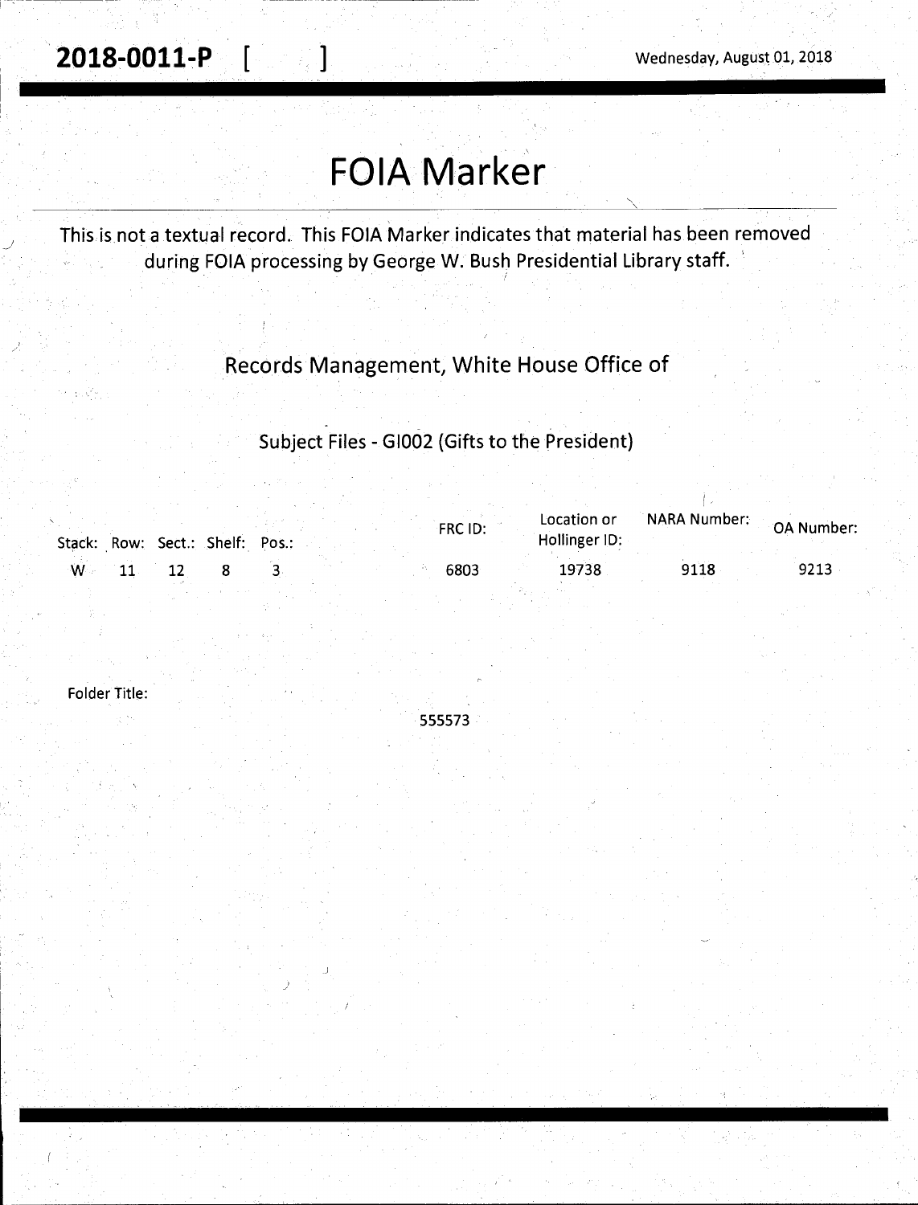**2018-0011-P** [ ]

Wednesday, August 01, 2018

# FOIA Marker

This is not a textual record. This FOIA Marker indicates that material has been removed during FOIA processing by George W. Bush Presidential Library staff.

Records Management, White House Office of

Subject Files - GI002 (Gifts to the President)

| Stack: | Row: | Sect.: | Shelf: | Pos.: | FRC ID: | Location or Hollinger ID: | NARA Number: | OA Number: |
|---|---|---|---|---|---|---|---|---|
| W | 11 | 12 | 8 | 3 | 6803 | 19738 | 9118 | 9213 |

Folder Title:

555573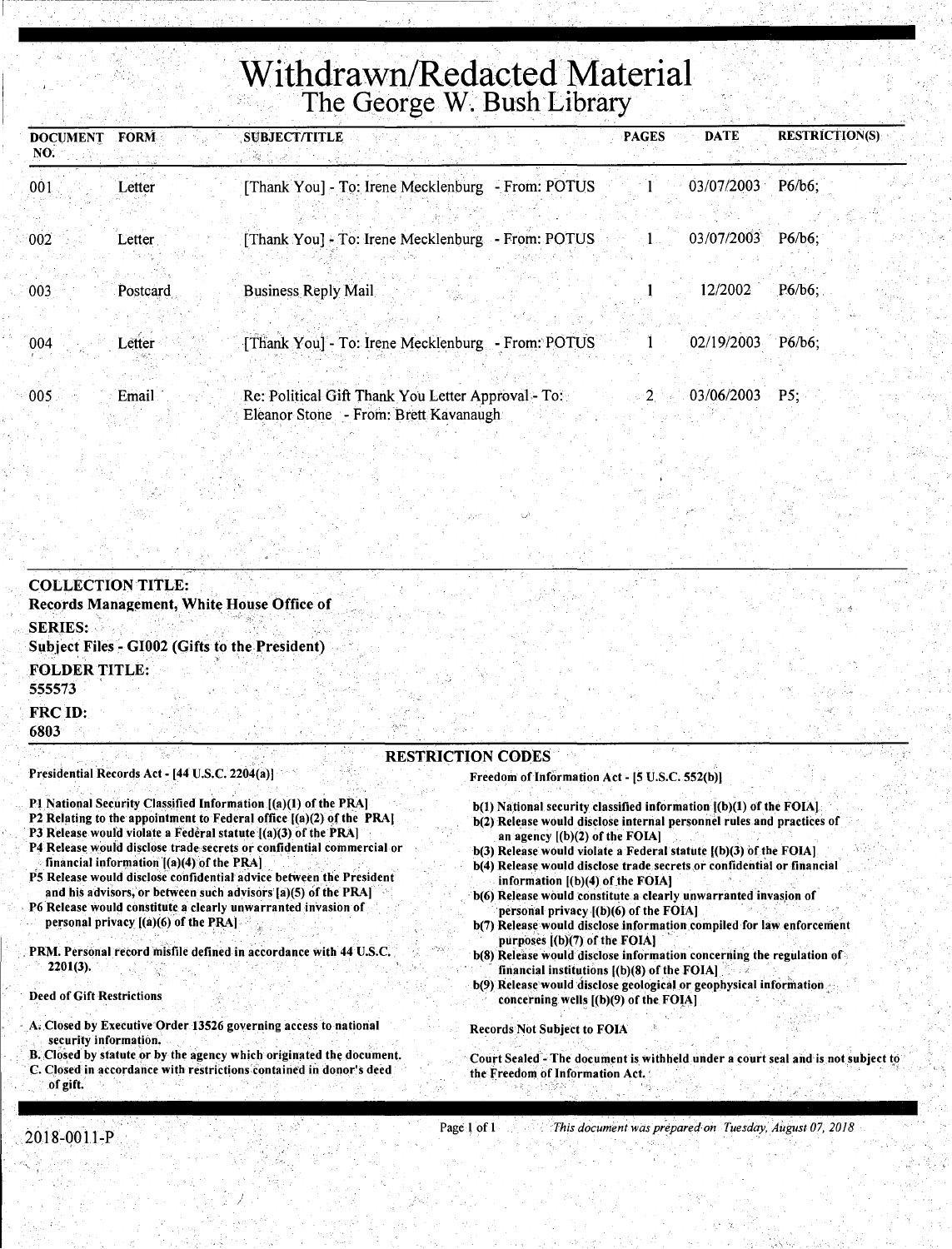# Withdrawn/Redacted Material
## The George W. Bush Library

| DOCUMENT NO. | FORM | SUBJECT/TITLE | PAGES | DATE | RESTRICTION(S) |
|---|---|---|---|---|---|
| 001 | Letter | [Thank You] - To: Irene Mecklenburg - From: POTUS | 1 | 03/07/2003 | P6/b6; |
| 002 | Letter | [Thank You] - To: Irene Mecklenburg - From: POTUS | 1 | 03/07/2003 | P6/b6; |
| 003 | Postcard | Business Reply Mail | 1 | 12/2002 | P6/b6; |
| 004 | Letter | [Thank You] - To: Irene Mecklenburg - From: POTUS | 1 | 02/19/2003 | P6/b6; |
| 005 | Email | Re: Political Gift Thank You Letter Approval - To: Eleanor Stone - From: Brett Kavanaugh | 2 | 03/06/2003 | P5; |

**COLLECTION TITLE:**
**Records Management, White House Office of**

**SERIES:**
**Subject Files - GI002 (Gifts to the President)**

**FOLDER TITLE:**
**555573**

**FRC ID:**
**6803**

### RESTRICTION CODES

**Presidential Records Act - [44 U.S.C. 2204(a)]**

- P1 National Security Classified Information [(a)(1) of the PRA]
- P2 Relating to the appointment to Federal office [(a)(2) of the PRA]
- P3 Release would violate a Federal statute [(a)(3) of the PRA]
- P4 Release would disclose trade secrets or confidential commercial or financial information [(a)(4) of the PRA]
- P5 Release would disclose confidential advice between the President and his advisors, or between such advisors [a)(5) of the PRA]
- P6 Release would constitute a clearly unwarranted invasion of personal privacy [(a)(6) of the PRA]

PRM. Personal record misfile defined in accordance with 44 U.S.C. 2201(3).

**Deed of Gift Restrictions**

- A. Closed by Executive Order 13526 governing access to national security information.
- B. Closed by statute or by the agency which originated the document.
- C. Closed in accordance with restrictions contained in donor's deed of gift.

**Freedom of Information Act - [5 U.S.C. 552(b)]**

- b(1) National security classified information [(b)(1) of the FOIA]
- b(2) Release would disclose internal personnel rules and practices of an agency [(b)(2) of the FOIA]
- b(3) Release would violate a Federal statute [(b)(3) of the FOIA]
- b(4) Release would disclose trade secrets or confidential or financial information [(b)(4) of the FOIA]
- b(6) Release would constitute a clearly unwarranted invasion of personal privacy [(b)(6) of the FOIA]
- b(7) Release would disclose information compiled for law enforcement purposes [(b)(7) of the FOIA]
- b(8) Release would disclose information concerning the regulation of financial institutions [(b)(8) of the FOIA]
- b(9) Release would disclose geological or geophysical information concerning wells [(b)(9) of the FOIA]

**Records Not Subject to FOIA**

Court Sealed - The document is withheld under a court seal and is not subject to the Freedom of Information Act.

2018-0011-P

*This document was prepared on Tuesday, August 07, 2018*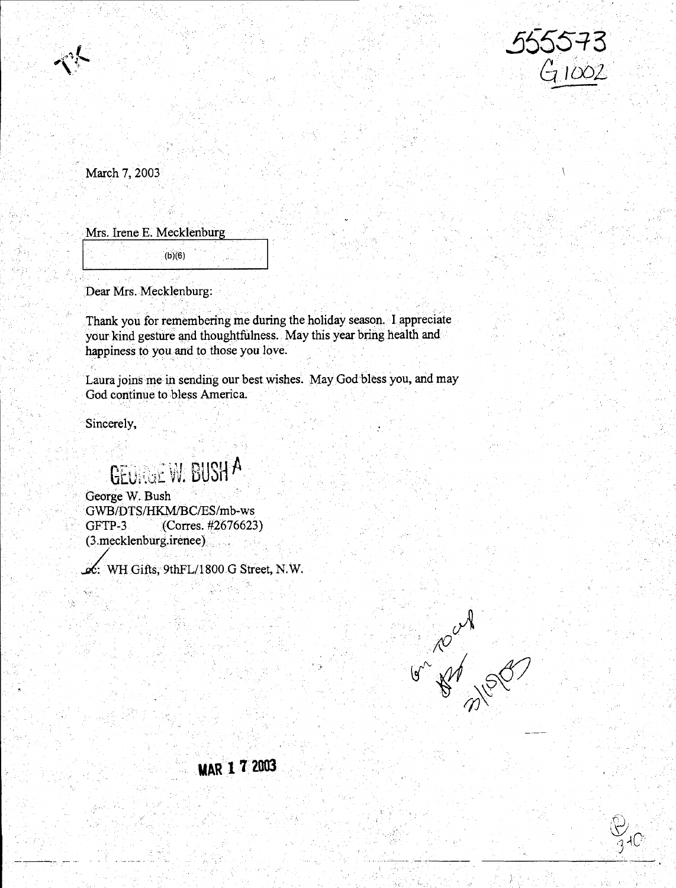555573
G1002

March 7, 2003

Mrs. Irene E. Mecklenburg

(b)(6)

Dear Mrs. Mecklenburg:

Thank you for remembering me during the holiday season. I appreciate your kind gesture and thoughtfulness. May this year bring health and happiness to you and to those you love.

Laura joins me in sending our best wishes. May God bless you, and may God continue to bless America.

Sincerely,

GEORGE W. BUSH A

George W. Bush
GWB/DTS/HKM/BC/ES/mb-ws
GFTP-3 (Corres. #2676623)
(3.mecklenburg.irenee)

cc: WH Gifts, 9thFL/1800 G Street, N.W.

MAR 17 2003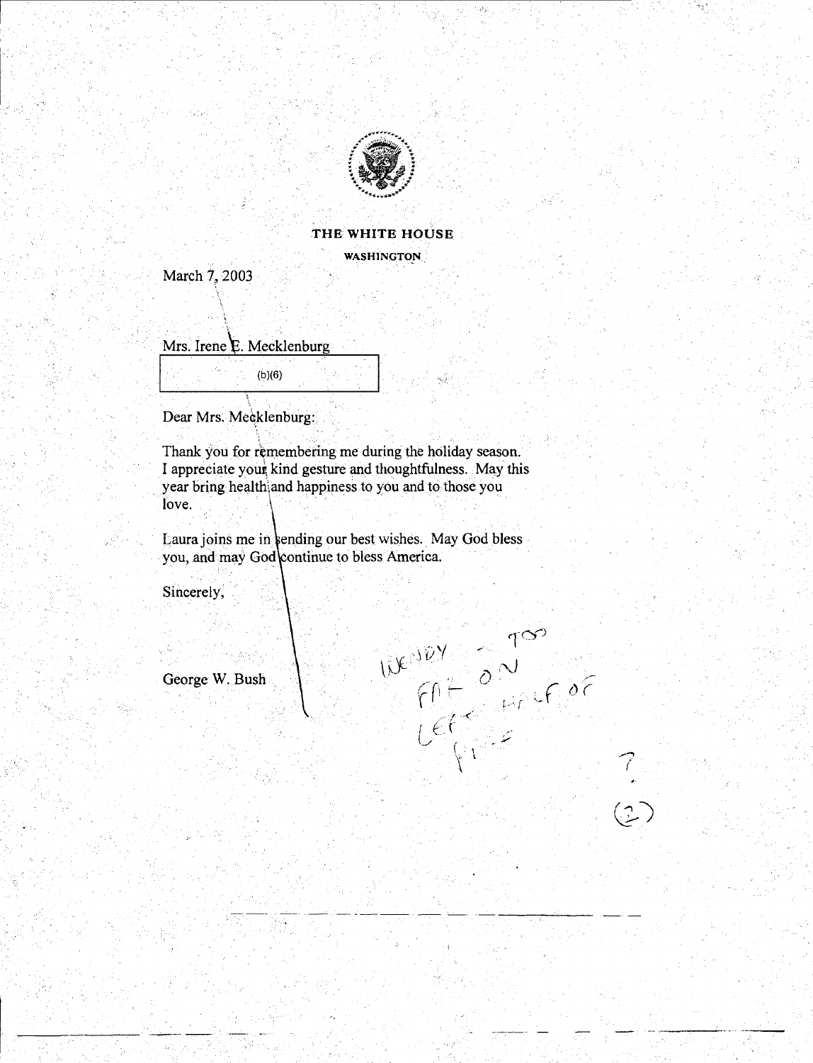**THE WHITE HOUSE**

**WASHINGTON**

March 7, 2003

Mrs. Irene E. Mecklenburg

(b)(6)

Dear Mrs. Mecklenburg:

Thank you for remembering me during the holiday season. I appreciate your kind gesture and thoughtfulness. May this year bring health and happiness to you and to those you love.

Laura joins me in sending our best wishes. May God bless you, and may God continue to bless America.

Sincerely,

George W. Bush

WENDY - TOO FAT - ON LEFT HALF OF FILE

?

(2)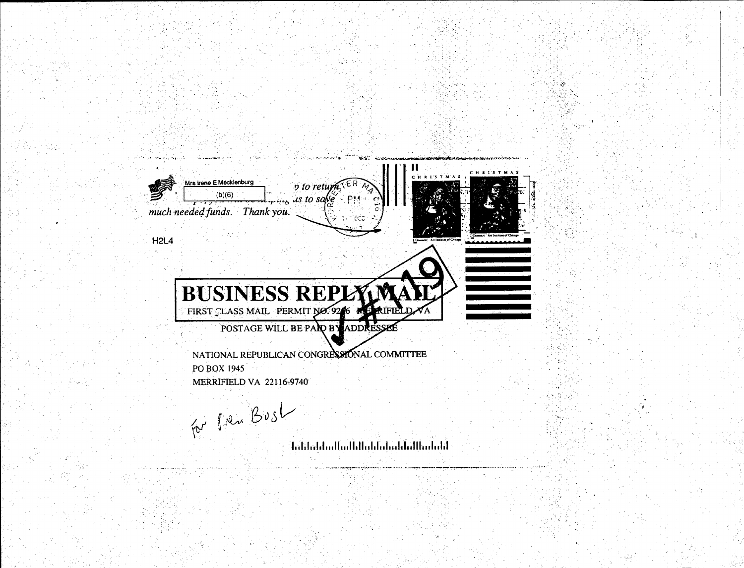Mrs Irene E Mecklenburg

(b)(6)

...to return ... us to save much needed funds. Thank you.

H2L4

CHRISTMAS

CHRISTMAS

# BUSINESS REPLY MAIL

FIRST CLASS MAIL PERMIT NO. 9246 MERRIFIELD, VA

POSTAGE WILL BE PAID BY ADDRESSEE

#119

NATIONAL REPUBLICAN CONGRESSIONAL COMMITTEE
PO BOX 1945
MERRIFIELD VA 22116-9740

For Pres Bush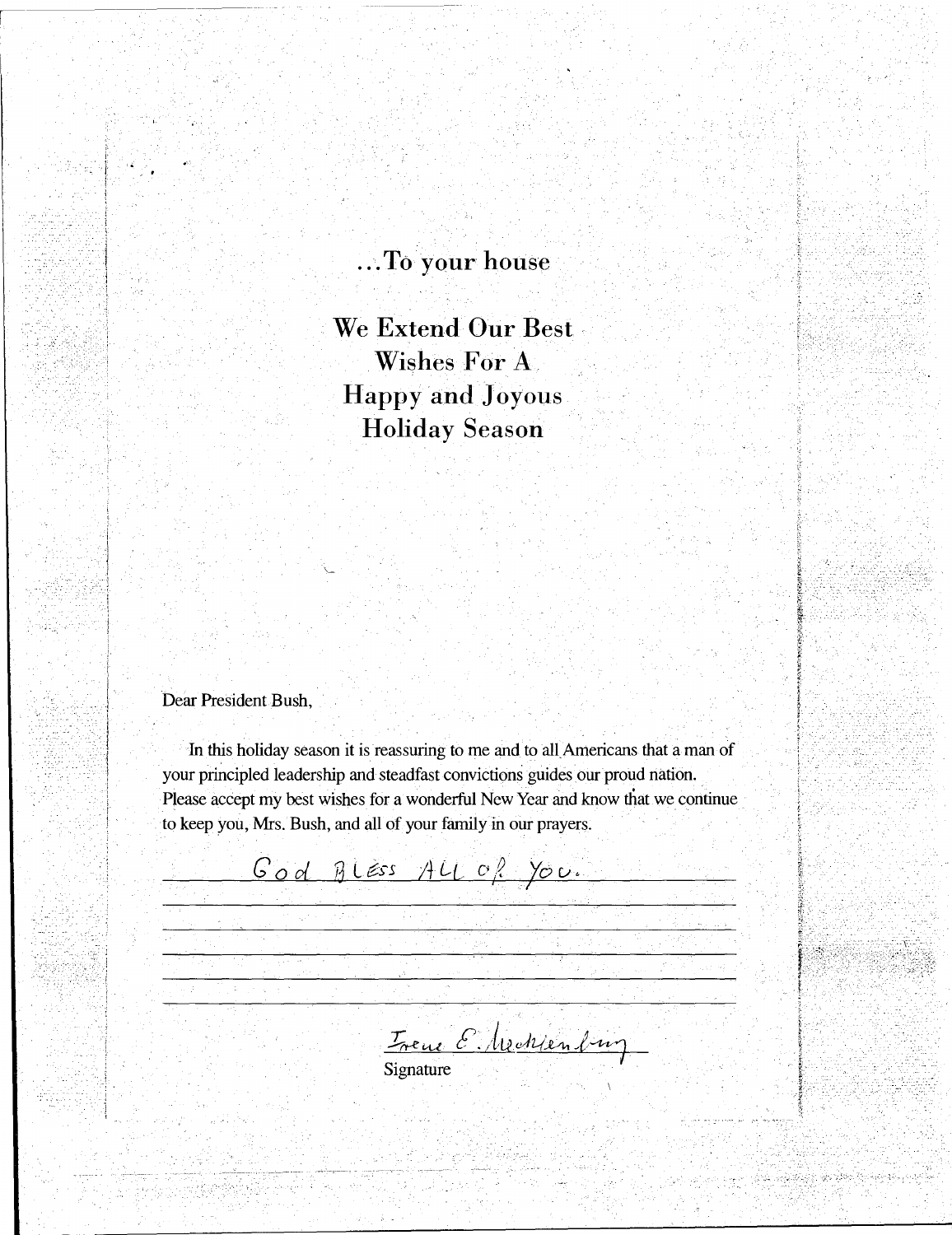...To your house

**We Extend Our Best Wishes For A Happy and Joyous Holiday Season**

Dear President Bush,

In this holiday season it is reassuring to me and to all Americans that a man of your principled leadership and steadfast convictions guides our proud nation. Please accept my best wishes for a wonderful New Year and know that we continue to keep you, Mrs. Bush, and all of your family in our prayers.

God BLESS ALL of You.

Irene E. Mecklenburg

Signature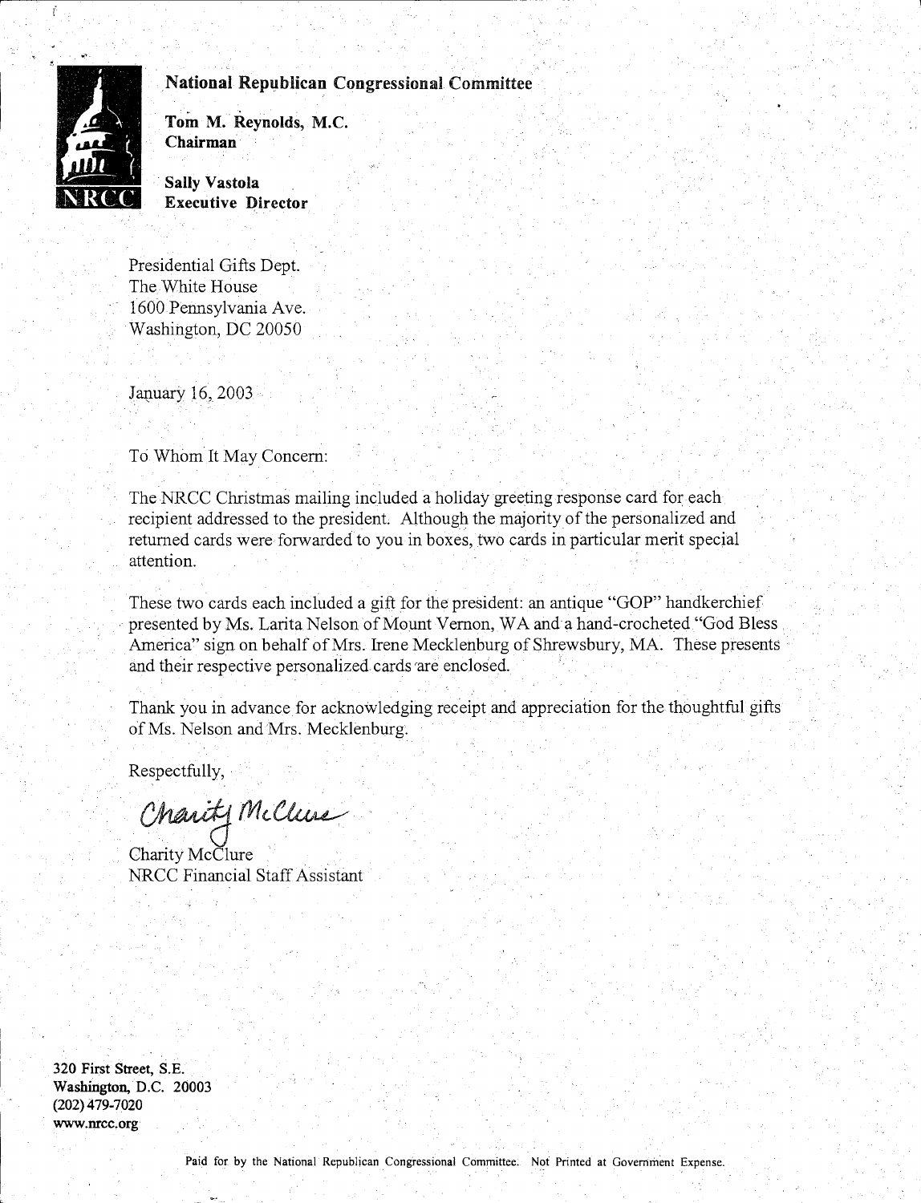**National Republican Congressional Committee**

**Tom M. Reynolds, M.C.**
**Chairman**

**Sally Vastola**
**Executive Director**

NRCC

Presidential Gifts Dept.
The White House
1600 Pennsylvania Ave.
Washington, DC 20050

January 16, 2003

To Whom It May Concern:

The NRCC Christmas mailing included a holiday greeting response card for each recipient addressed to the president. Although the majority of the personalized and returned cards were forwarded to you in boxes, two cards in particular merit special attention.

These two cards each included a gift for the president: an antique "GOP" handkerchief presented by Ms. Larita Nelson of Mount Vernon, WA and a hand-crocheted "God Bless America" sign on behalf of Mrs. Irene Mecklenburg of Shrewsbury, MA. These presents and their respective personalized cards are enclosed.

Thank you in advance for acknowledging receipt and appreciation for the thoughtful gifts of Ms. Nelson and Mrs. Mecklenburg.

Respectfully,

*Charity McClure*

Charity McClure
NRCC Financial Staff Assistant

**320 First Street, S.E.**
**Washington, D.C. 20003**
**(202) 479-7020**
**www.nrcc.org**

Paid for by the National Republican Congressional Committee. Not Printed at Government Expense.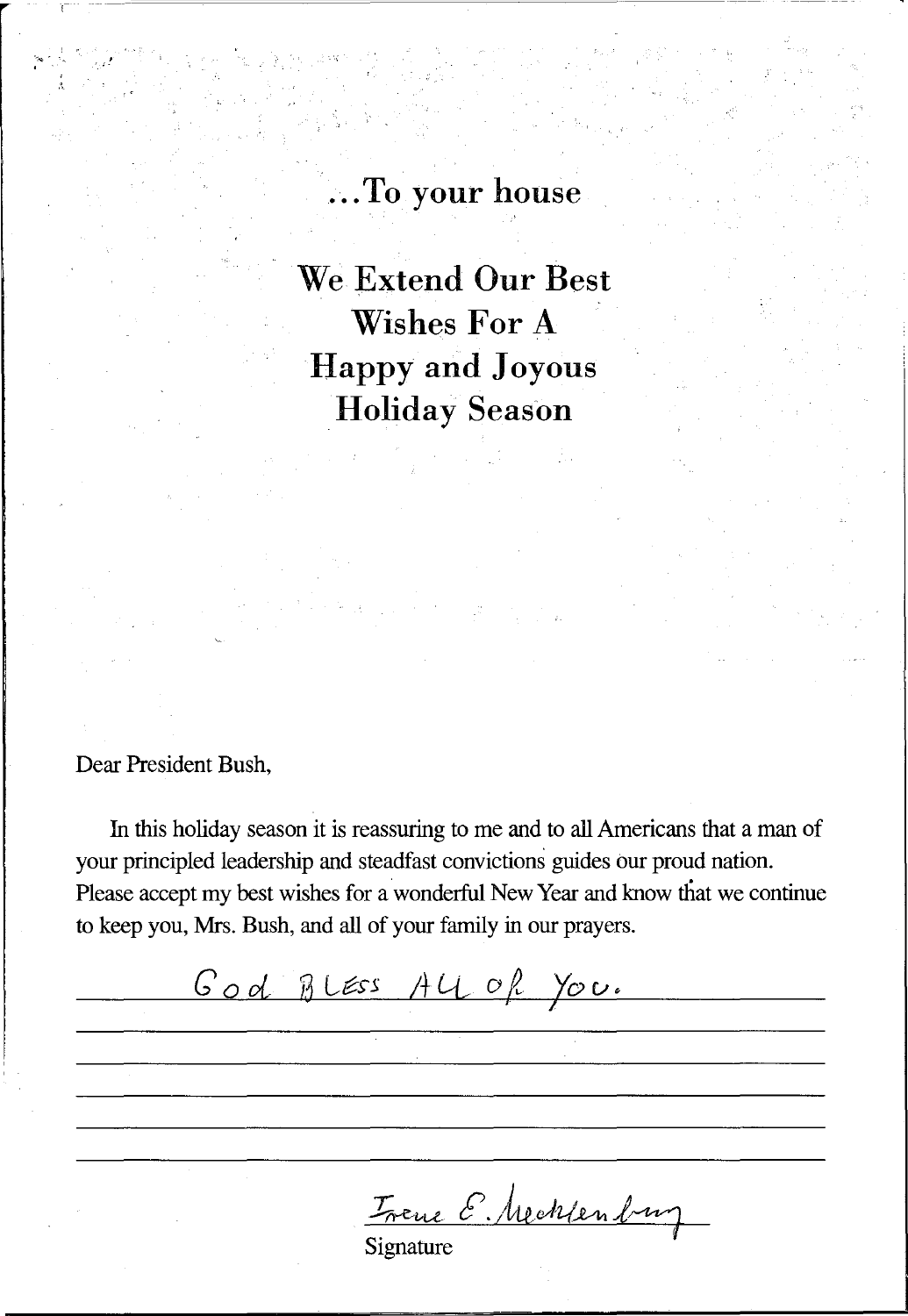...To your house

**We Extend Our Best Wishes For A Happy and Joyous Holiday Season**

Dear President Bush,

In this holiday season it is reassuring to me and to all Americans that a man of your principled leadership and steadfast convictions guides our proud nation. Please accept my best wishes for a wonderful New Year and know that we continue to keep you, Mrs. Bush, and all of your family in our prayers.

God Bless All of You.

Irene E. Mecklenburg

Signature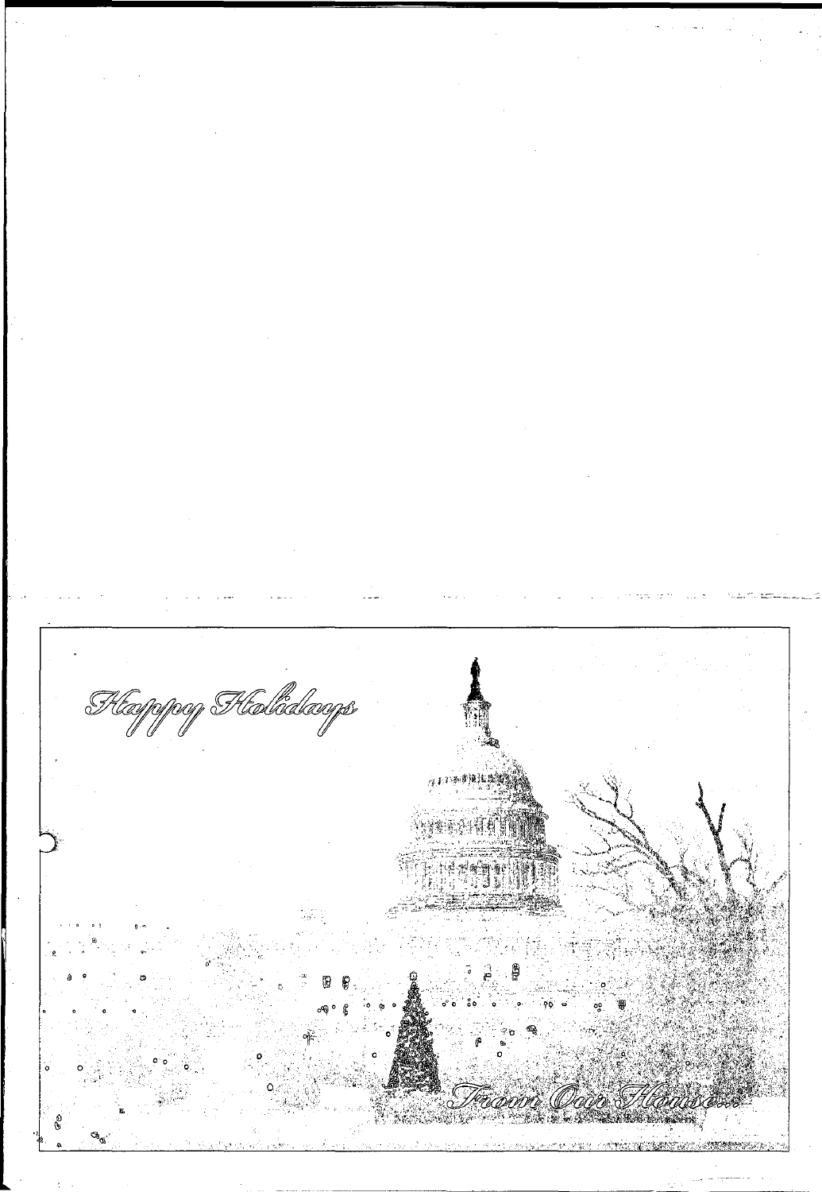Happy Holidays

From Our House...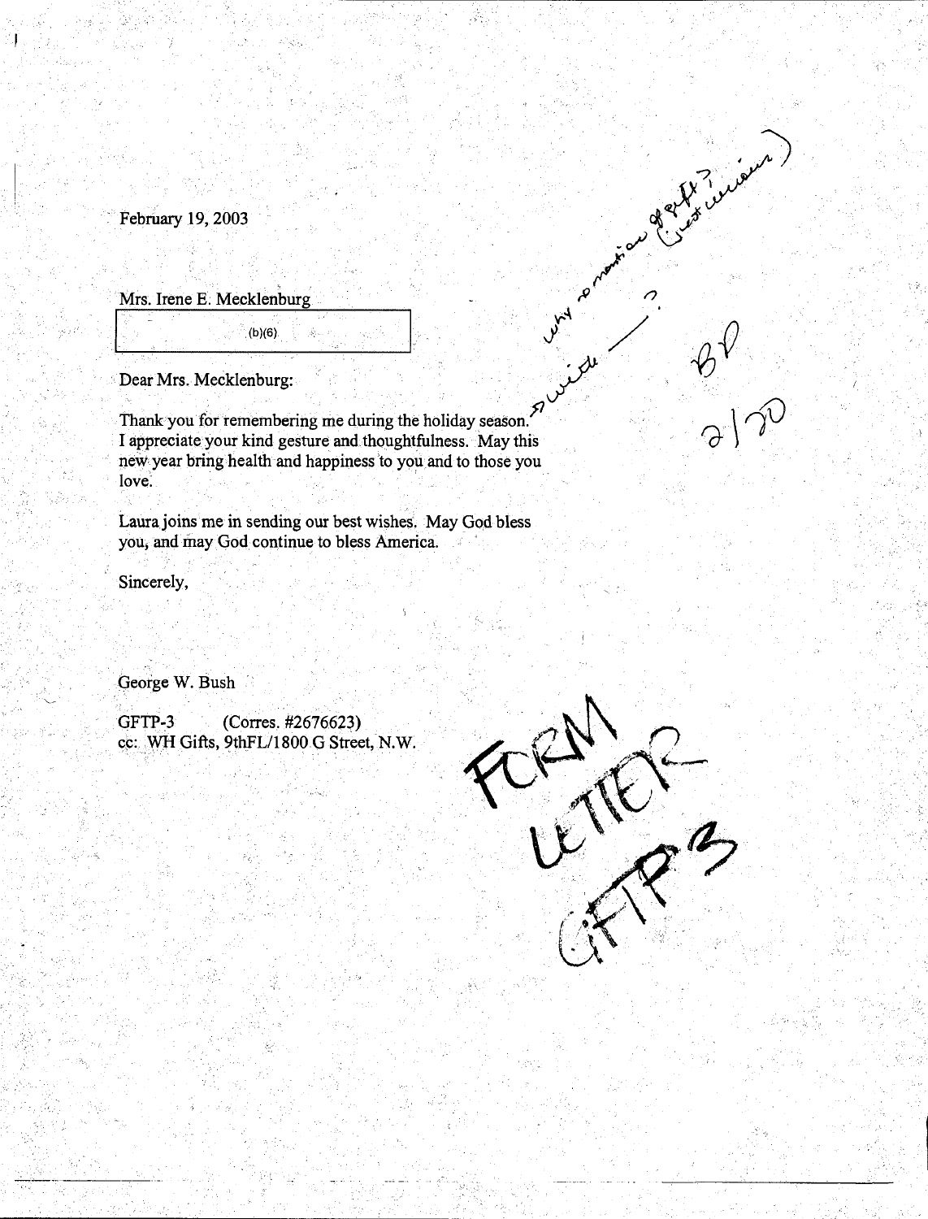February 19, 2003

Mrs. Irene E. Mecklenburg

(b)(6)

Dear Mrs. Mecklenburg:

Thank you for remembering me during the holiday season. I appreciate your kind gesture and thoughtfulness. May this new year bring health and happiness to you and to those you love.

Laura joins me in sending our best wishes. May God bless you, and may God continue to bless America.

Sincerely,

George W. Bush

GFTP-3 (Corres. #2676623)
cc: WH Gifts, 9thFL/1800 G Street, N.W.

why no mention of gift? (just curious)

with ___ ?

BP
2/20

FORM LETTER GFTP3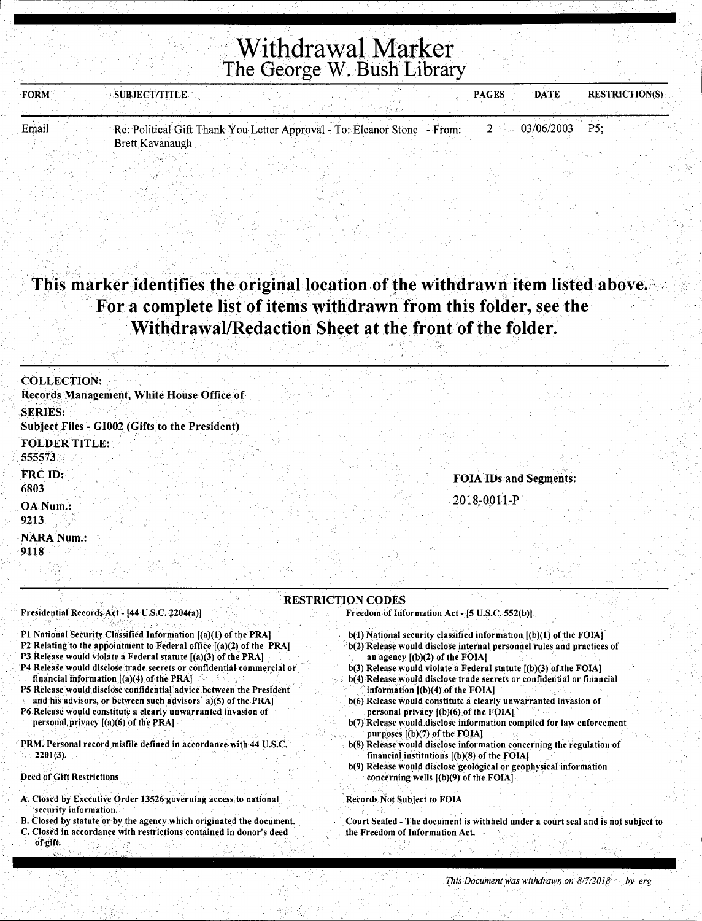# Withdrawal Marker
## The George W. Bush Library

| FORM | SUBJECT/TITLE | PAGES | DATE | RESTRICTION(S) |
|---|---|---|---|---|
| Email | Re: Political Gift Thank You Letter Approval - To: Eleanor Stone - From: Brett Kavanaugh | 2 | 03/06/2003 | P5; |

**This marker identifies the original location of the withdrawn item listed above. For a complete list of items withdrawn from this folder, see the Withdrawal/Redaction Sheet at the front of the folder.**

**COLLECTION:**
Records Management, White House Office of

**SERIES:**
Subject Files - GI002 (Gifts to the President)

**FOLDER TITLE:**
555573

**FRC ID:**
6803

**OA Num.:**
9213

**NARA Num.:**
9118

**FOIA IDs and Segments:**

2018-0011-P

### RESTRICTION CODES

Presidential Records Act - [44 U.S.C. 2204(a)]

- P1 National Security Classified Information [(a)(1) of the PRA]
- P2 Relating to the appointment to Federal office [(a)(2) of the PRA]
- P3 Release would violate a Federal statute [(a)(3) of the PRA]
- P4 Release would disclose trade secrets or confidential commercial or financial information [(a)(4) of the PRA]
- P5 Release would disclose confidential advice between the President and his advisors, or between such advisors [a)(5) of the PRA]
- P6 Release would constitute a clearly unwarranted invasion of personal privacy [(a)(6) of the PRA]

PRM. Personal record misfile defined in accordance with 44 U.S.C. 2201(3).

Deed of Gift Restrictions

- A. Closed by Executive Order 13526 governing access to national security information.
- B. Closed by statute or by the agency which originated the document.
- C. Closed in accordance with restrictions contained in donor's deed of gift.

Freedom of Information Act - [5 U.S.C. 552(b)]

- b(1) National security classified information [(b)(1) of the FOIA]
- b(2) Release would disclose internal personnel rules and practices of an agency [(b)(2) of the FOIA]
- b(3) Release would violate a Federal statute [(b)(3) of the FOIA]
- b(4) Release would disclose trade secrets or confidential or financial information [(b)(4) of the FOIA]
- b(6) Release would constitute a clearly unwarranted invasion of personal privacy [(b)(6) of the FOIA]
- b(7) Release would disclose information compiled for law enforcement purposes [(b)(7) of the FOIA]
- b(8) Release would disclose information concerning the regulation of financial institutions [(b)(8) of the FOIA]
- b(9) Release would disclose geological or geophysical information concerning wells [(b)(9) of the FOIA]

Records Not Subject to FOIA

Court Sealed - The document is withheld under a court seal and is not subject to the Freedom of Information Act.

*This Document was withdrawn on 8/7/2018 by erg*